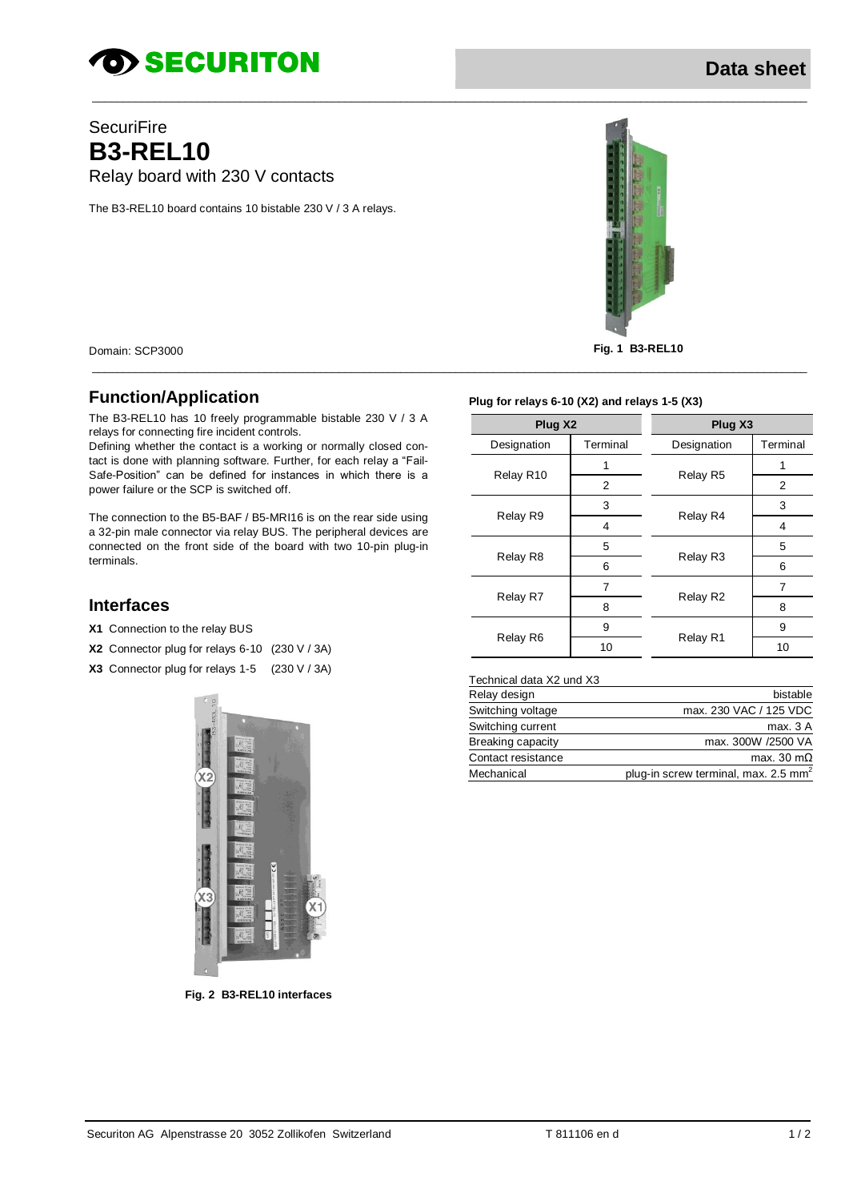SECURITON

Data sheet

SecuriFire

# B3-REL10

Relay board with 230 V contacts

The B3-REL10 board contains 10 bistable 230 V / 3 A relays.

Fig. 1 B3-REL10

Domain: SCP3000

## Function/Application

The B3-REL10 has 10 freely programmable bistable 230 V / 3 A relays for connecting fire incident controls.

Defining whether the contact is a working or normally closed contact is done with planning software. Further, for each relay a "Fail-Safe-Position" can be defined for instances in which there is a power failure or the SCP is switched off.

The connection to the B5-BAF / B5-MRI16 is on the rear side using a 32-pin male connector via relay BUS. The peripheral devices are connected on the front side of the board with two 10-pin plug-in terminals.

## Interfaces

**X1** Connection to the relay BUS

**X2** Connector plug for relays 6-10 (230 V / 3A)

**X3** Connector plug for relays 1-5 (230 V / 3A)

Fig. 2 B3-REL10 interfaces

**Plug for relays 6-10 (X2) and relays 1-5 (X3)**

| Plug X2 | | Plug X3 | |
|---|---|---|---|
| Designation | Terminal | Designation | Terminal |
| Relay R10 | 1 | Relay R5 | 1 |
| | 2 | | 2 |
| Relay R9 | 3 | Relay R4 | 3 |
| | 4 | | 4 |
| Relay R8 | 5 | Relay R3 | 5 |
| | 6 | | 6 |
| Relay R7 | 7 | Relay R2 | 7 |
| | 8 | | 8 |
| Relay R6 | 9 | Relay R1 | 9 |
| | 10 | | 10 |

| Technical data X2 und X3 | |
|---|---|
| Relay design | bistable |
| Switching voltage | max. 230 VAC / 125 VDC |
| Switching current | max. 3 A |
| Breaking capacity | max. 300W /2500 VA |
| Contact resistance | max. 30 mΩ |
| Mechanical | plug-in screw terminal, max. 2.5 $mm^2$ |

Securiton AG Alpenstrasse 20 3052 Zollikofen Switzerland T 811106 en d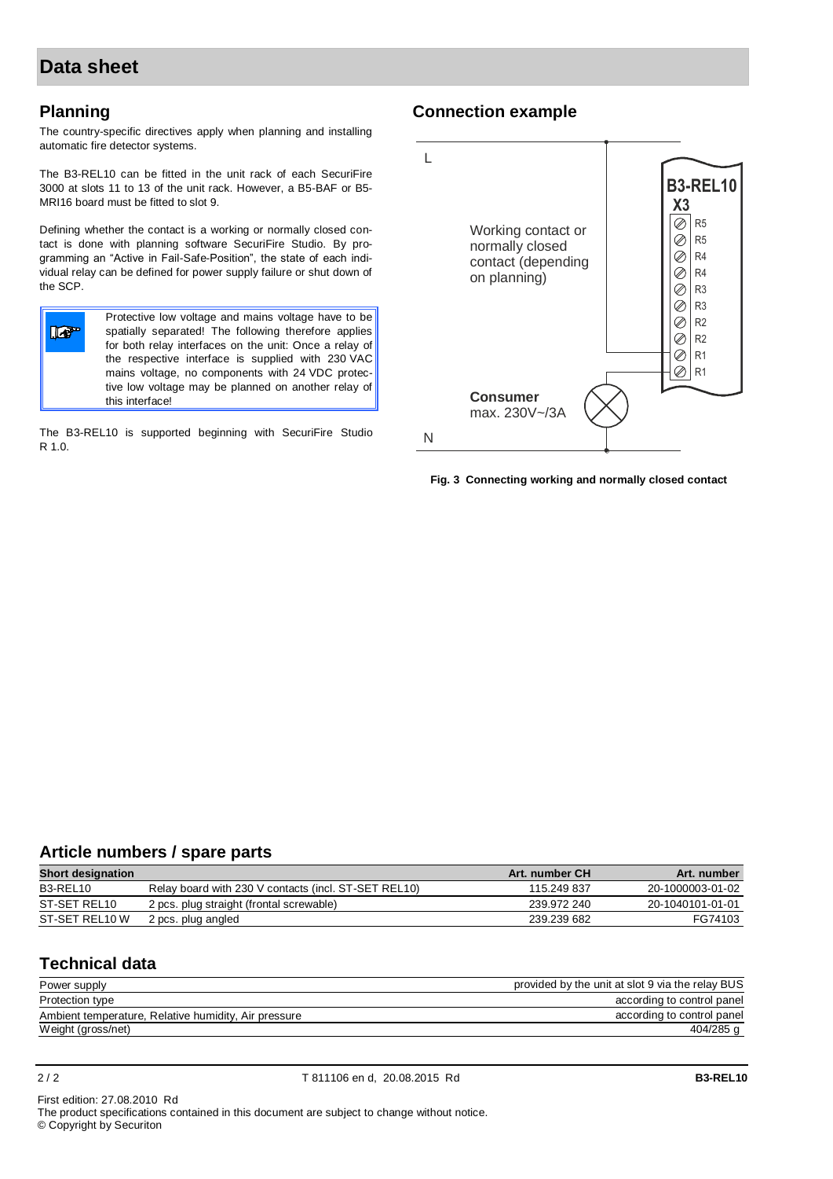# Data sheet

## Planning

The country-specific directives apply when planning and installing automatic fire detector systems.

The B3-REL10 can be fitted in the unit rack of each SecuriFire 3000 at slots 11 to 13 of the unit rack. However, a B5-BAF or B5-MRI16 board must be fitted to slot 9.

Defining whether the contact is a working or normally closed contact is done with planning software SecuriFire Studio. By programming an "Active in Fail-Safe-Position", the state of each individual relay can be defined for power supply failure or shut down of the SCP.

> Protective low voltage and mains voltage have to be spatially separated! The following therefore applies for both relay interfaces on the unit: Once a relay of the respective interface is supplied with 230 VAC mains voltage, no components with 24 VDC protective low voltage may be planned on another relay of this interface!

The B3-REL10 is supported beginning with SecuriFire Studio R 1.0.

## Connection example

L

N

Working contact or normally closed contact (depending on planning)

**Consumer**
max. 230V~/3A

**B3-REL10**
**X3**
R5
R5
R4
R4
R3
R3
R2
R2
R1
R1

**Fig. 3 Connecting working and normally closed contact**

## Article numbers / spare parts

| Short designation | | Art. number CH | Art. number |
|---|---|---|---|
| B3-REL10 | Relay board with 230 V contacts (incl. ST-SET REL10) | 115.249 837 | 20-1000003-01-02 |
| ST-SET REL10 | 2 pcs. plug straight (frontal screwable) | 239.972 240 | 20-1040101-01-01 |
| ST-SET REL10 W | 2 pcs. plug angled | 239.239 682 | FG74103 |

## Technical data

| | |
|---|---|
| Power supply | provided by the unit at slot 9 via the relay BUS |
| Protection type | according to control panel |
| Ambient temperature, Relative humidity, Air pressure | according to control panel |
| Weight (gross/net) | 404/285 g |

T 811106 en d, 20.08.2015 Rd

First edition: 27.08.2010 Rd
The product specifications contained in this document are subject to change without notice.
© Copyright by Securiton